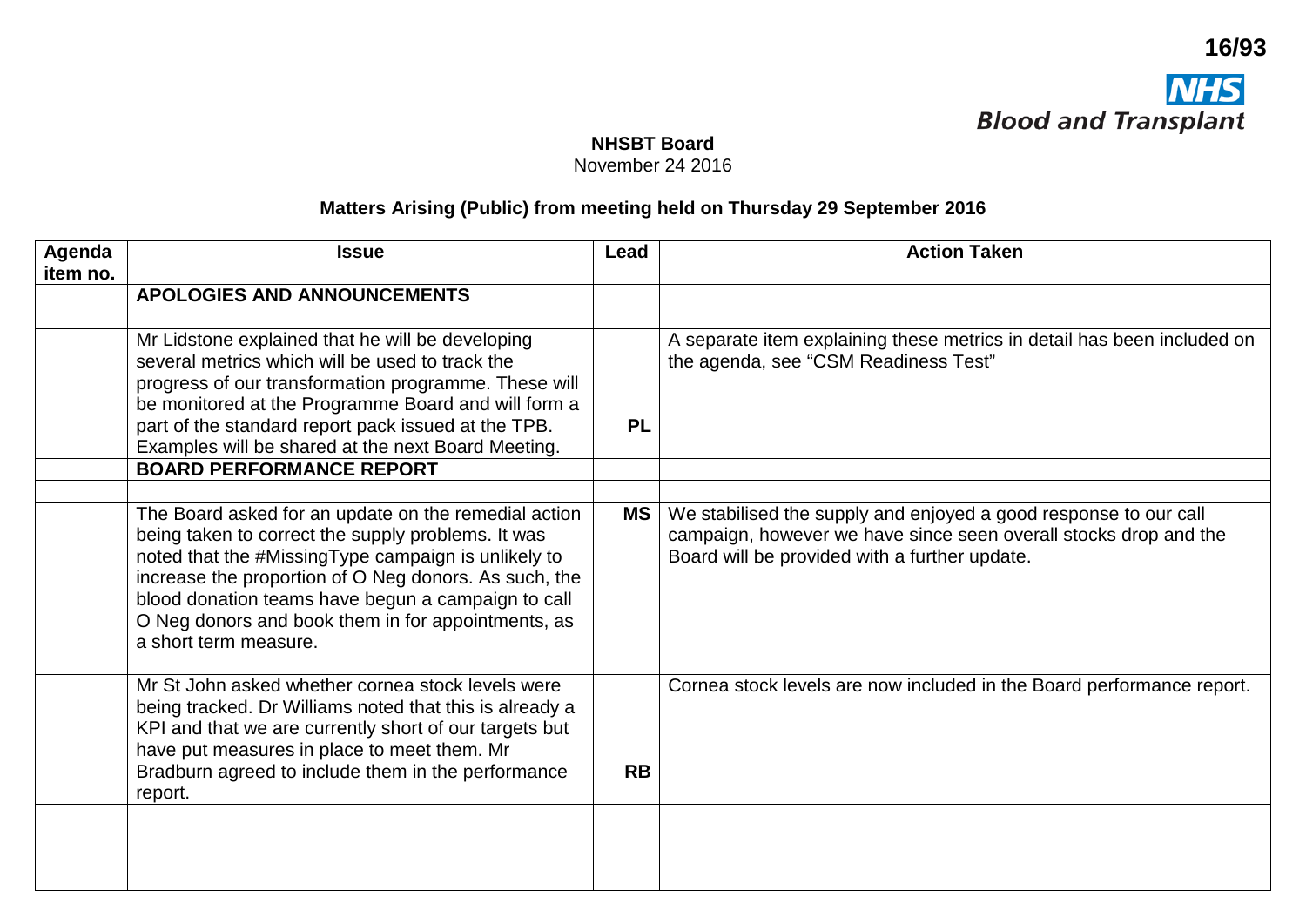16/93

**NHS Blood and Transplant**

**NHSBT Board**
November 24 2016

**Matters Arising (Public) from meeting held on Thursday 29 September 2016**

| Agenda item no. | Issue | Lead | Action Taken |
| --- | --- | --- | --- |
| | **APOLOGIES AND ANNOUNCEMENTS** | | |
| | | | |
| | Mr Lidstone explained that he will be developing several metrics which will be used to track the progress of our transformation programme. These will be monitored at the Programme Board and will form a part of the standard report pack issued at the TPB. Examples will be shared at the next Board Meeting. | **PL** | A separate item explaining these metrics in detail has been included on the agenda, see "CSM Readiness Test" |
| | **BOARD PERFORMANCE REPORT** | | |
| | | | |
| | The Board asked for an update on the remedial action being taken to correct the supply problems. It was noted that the #MissingType campaign is unlikely to increase the proportion of O Neg donors. As such, the blood donation teams have begun a campaign to call O Neg donors and book them in for appointments, as a short term measure. | **MS** | We stabilised the supply and enjoyed a good response to our call campaign, however we have since seen overall stocks drop and the Board will be provided with a further update. |
| | Mr St John asked whether cornea stock levels were being tracked. Dr Williams noted that this is already a KPI and that we are currently short of our targets but have put measures in place to meet them. Mr Bradburn agreed to include them in the performance report. | **RB** | Cornea stock levels are now included in the Board performance report. |
| | | | |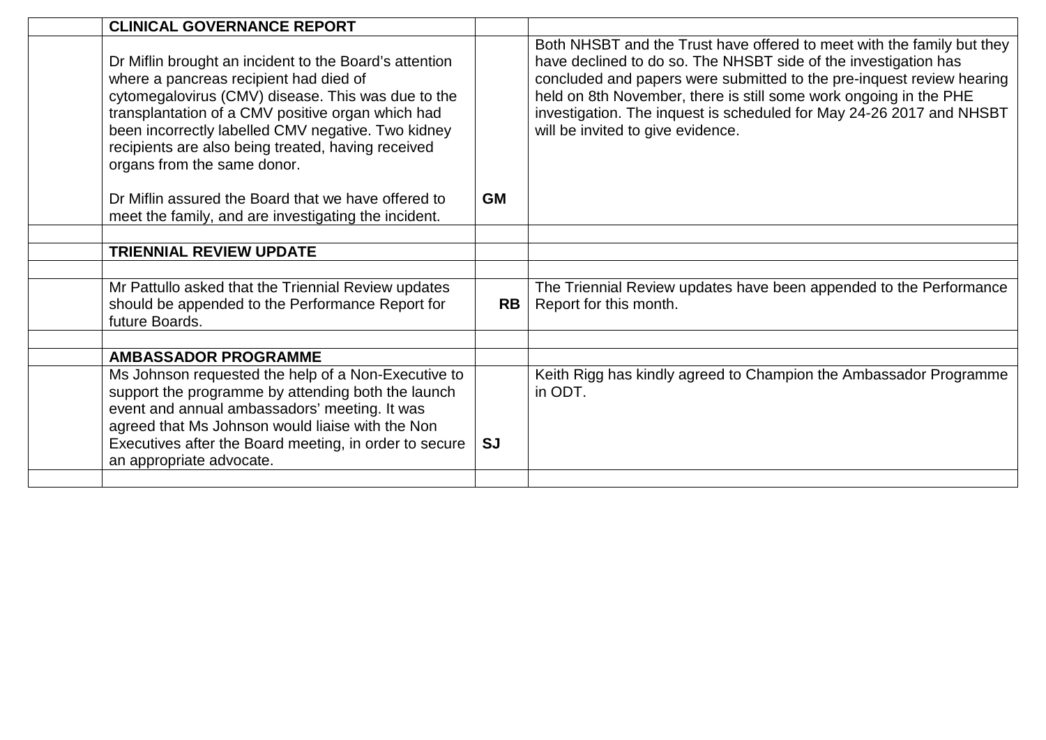| | | | |
|---|---|---|---|
| | **CLINICAL GOVERNANCE REPORT** | | |
| | Dr Miflin brought an incident to the Board's attention where a pancreas recipient had died of cytomegalovirus (CMV) disease. This was due to the transplantation of a CMV positive organ which had been incorrectly labelled CMV negative. Two kidney recipients are also being treated, having received organs from the same donor.<br><br>Dr Miflin assured the Board that we have offered to meet the family, and are investigating the incident. | **GM** | Both NHSBT and the Trust have offered to meet with the family but they have declined to do so. The NHSBT side of the investigation has concluded and papers were submitted to the pre-inquest review hearing held on 8th November, there is still some work ongoing in the PHE investigation. The inquest is scheduled for May 24-26 2017 and NHSBT will be invited to give evidence. |
| | | | |
| | **TRIENNIAL REVIEW UPDATE** | | |
| | | | |
| | Mr Pattullo asked that the Triennial Review updates should be appended to the Performance Report for future Boards. | **RB** | The Triennial Review updates have been appended to the Performance Report for this month. |
| | | | |
| | **AMBASSADOR PROGRAMME** | | |
| | Ms Johnson requested the help of a Non-Executive to support the programme by attending both the launch event and annual ambassadors' meeting. It was agreed that Ms Johnson would liaise with the Non Executives after the Board meeting, in order to secure an appropriate advocate. | **SJ** | Keith Rigg has kindly agreed to Champion the Ambassador Programme in ODT. |
| | | | |